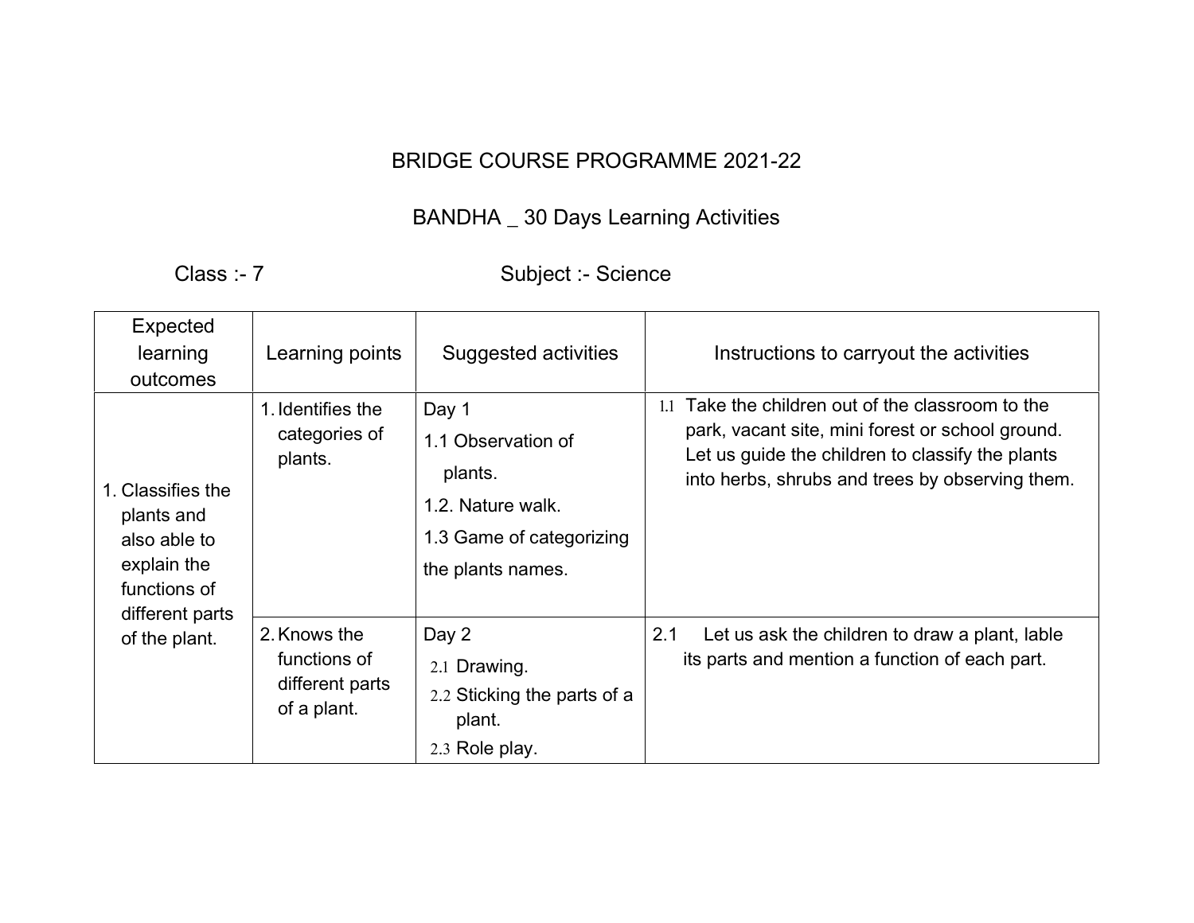BRIDGE COURSE PROGRAMME 2021-22

BANDHA _ 30 Days Learning Activities

Class :- 7 Subject :- Science

| Expected learning outcomes | Learning points | Suggested activities | Instructions to carryout the activities |
|---|---|---|---|
| 1. Classifies the plants and also able to explain the functions of different parts of the plant. | 1. Identifies the categories of plants. | Day 1<br>1.1 Observation of plants.<br>1.2. Nature walk.<br>1.3 Game of categorizing the plants names. | 1.1 Take the children out of the classroom to the park, vacant site, mini forest or school ground. Let us guide the children to classify the plants into herbs, shrubs and trees by observing them. |
| | 2. Knows the functions of different parts of a plant. | Day 2<br>2.1 Drawing.<br>2.2 Sticking the parts of a plant.<br>2.3 Role play. | 2.1 Let us ask the children to draw a plant, lable its parts and mention a function of each part. |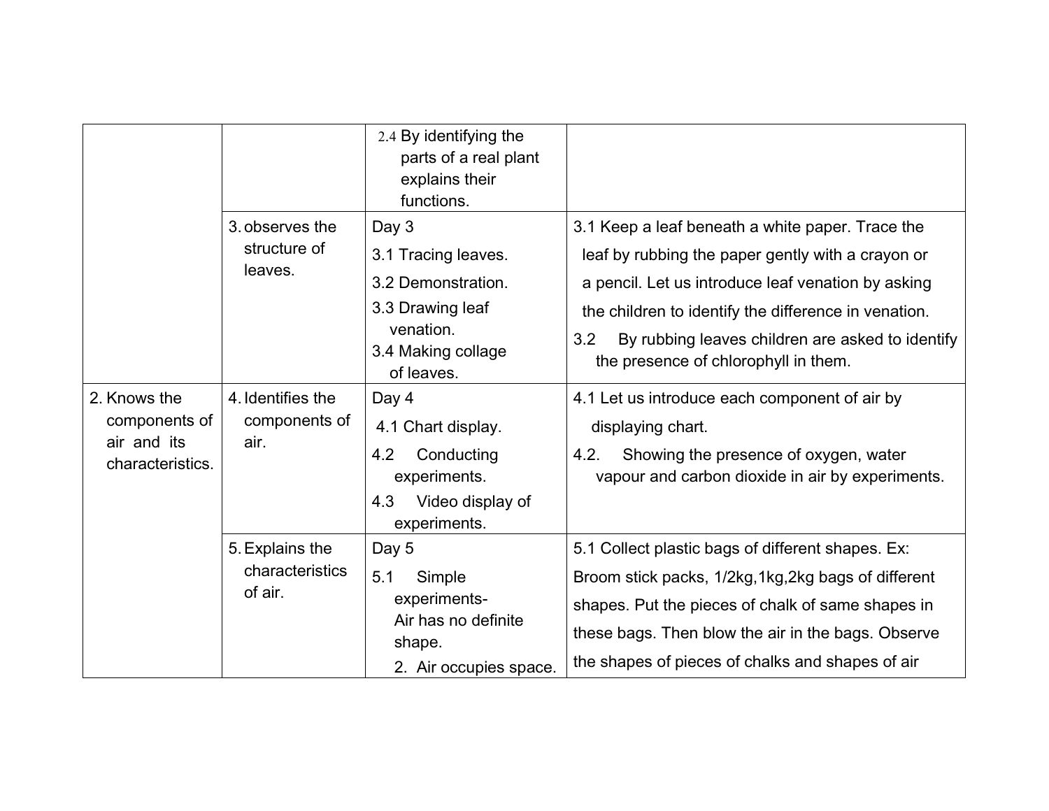| | | | |
|---|---|---|---|
| | | 2.4 By identifying the parts of a real plant explains their functions. | |
| | 3. observes the structure of leaves. | Day 3<br>3.1 Tracing leaves.<br>3.2 Demonstration.<br>3.3 Drawing leaf venation.<br>3.4 Making collage of leaves. | 3.1 Keep a leaf beneath a white paper. Trace the leaf by rubbing the paper gently with a crayon or a pencil. Let us introduce leaf venation by asking the children to identify the difference in venation.<br>3.2 By rubbing leaves children are asked to identify the presence of chlorophyll in them. |
| 2. Knows the components of air and its characteristics. | 4. Identifies the components of air. | Day 4<br>4.1 Chart display.<br>4.2 Conducting experiments.<br>4.3 Video display of experiments. | 4.1 Let us introduce each component of air by displaying chart.<br>4.2. Showing the presence of oxygen, water vapour and carbon dioxide in air by experiments. |
| | 5. Explains the characteristics of air. | Day 5<br>5.1 Simple experiments-<br>Air has no definite shape.<br>2. Air occupies space. | 5.1 Collect plastic bags of different shapes. Ex: Broom stick packs, 1/2kg,1kg,2kg bags of different shapes. Put the pieces of chalk of same shapes in these bags. Then blow the air in the bags. Observe the shapes of pieces of chalks and shapes of air |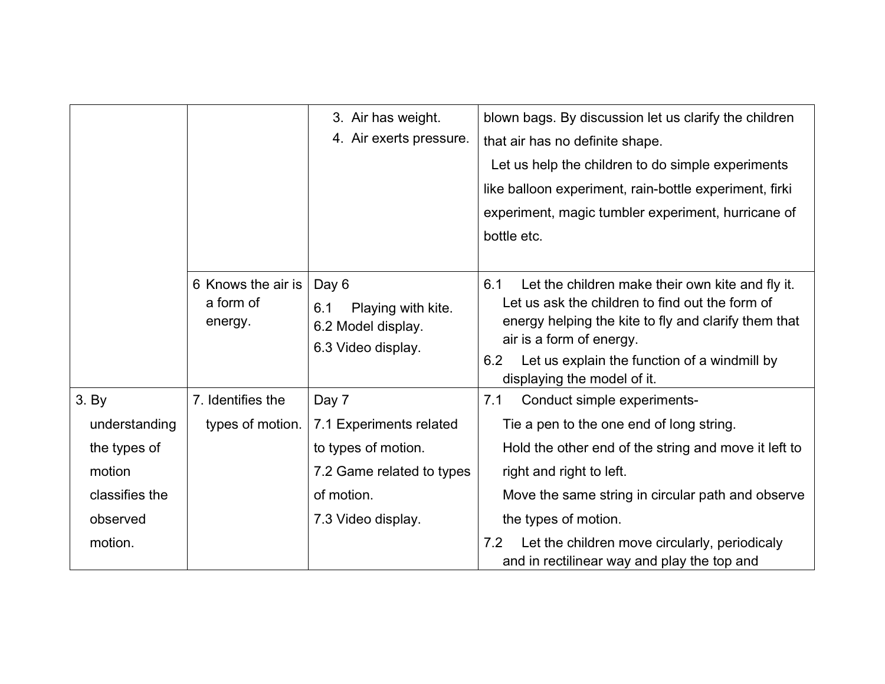| | | | |
|---|---|---|---|
| | | 3. Air has weight.<br>4. Air exerts pressure. | blown bags. By discussion let us clarify the children that air has no definite shape.<br>Let us help the children to do simple experiments like balloon experiment, rain-bottle experiment, firki experiment, magic tumbler experiment, hurricane of bottle etc. |
| | 6 Knows the air is a form of energy. | Day 6<br>6.1 Playing with kite.<br>6.2 Model display.<br>6.3 Video display. | 6.1 Let the children make their own kite and fly it. Let us ask the children to find out the form of energy helping the kite to fly and clarify them that air is a form of energy.<br>6.2 Let us explain the function of a windmill by displaying the model of it. |
| 3. By understanding the types of motion classifies the observed motion. | 7. Identifies the types of motion. | Day 7<br>7.1 Experiments related to types of motion.<br>7.2 Game related to types of motion.<br>7.3 Video display. | 7.1 Conduct simple experiments-<br>Tie a pen to the one end of long string.<br>Hold the other end of the string and move it left to right and right to left.<br>Move the same string in circular path and observe the types of motion.<br>7.2 Let the children move circularly, periodicaly and in rectilinear way and play the top and |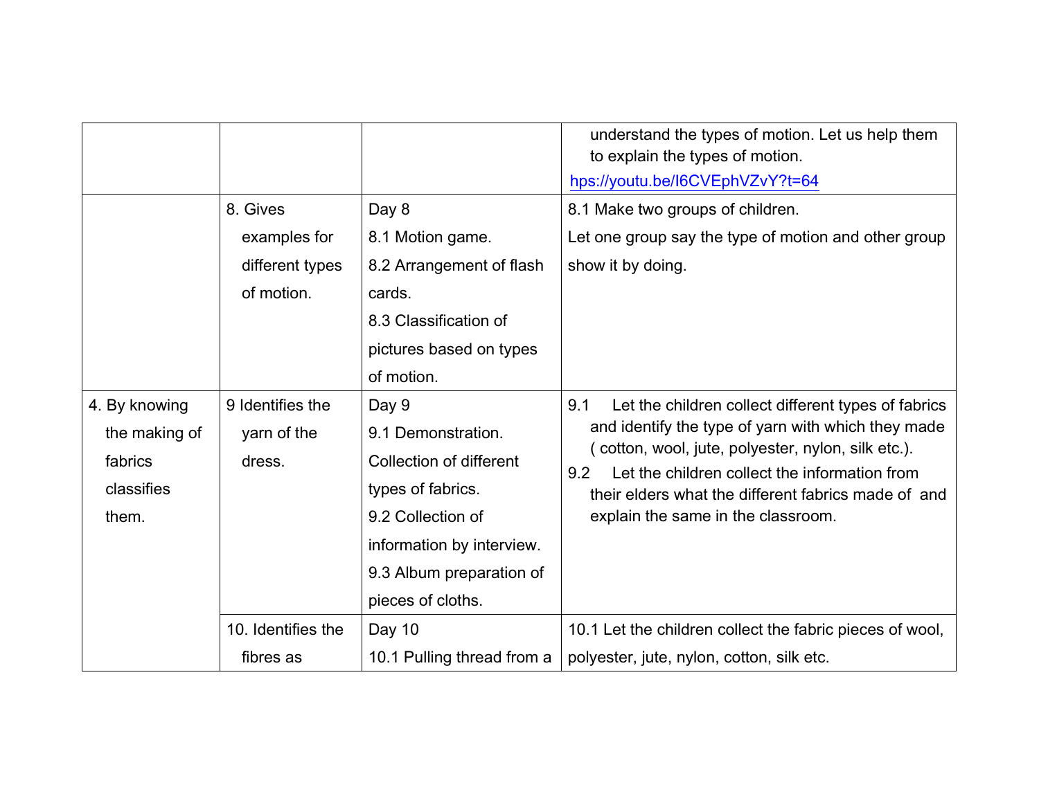| | | | |
|---|---|---|---|
| | | | understand the types of motion. Let us help them to explain the types of motion. hps://youtu.be/I6CVEphVZvY?t=64 |
| | 8. Gives examples for different types of motion. | Day 8<br>8.1 Motion game.<br>8.2 Arrangement of flash cards.<br>8.3 Classification of pictures based on types of motion. | 8.1 Make two groups of children.<br>Let one group say the type of motion and other group show it by doing. |
| 4. By knowing the making of fabrics classifies them. | 9 Identifies the yarn of the dress. | Day 9<br>9.1 Demonstration. Collection of different types of fabrics.<br>9.2 Collection of information by interview.<br>9.3 Album preparation of pieces of cloths. | 9.1 Let the children collect different types of fabrics and identify the type of yarn with which they made ( cotton, wool, jute, polyester, nylon, silk etc.).<br>9.2 Let the children collect the information from their elders what the different fabrics made of and explain the same in the classroom. |
| | 10. Identifies the fibres as | Day 10<br>10.1 Pulling thread from a | 10.1 Let the children collect the fabric pieces of wool, polyester, jute, nylon, cotton, silk etc. |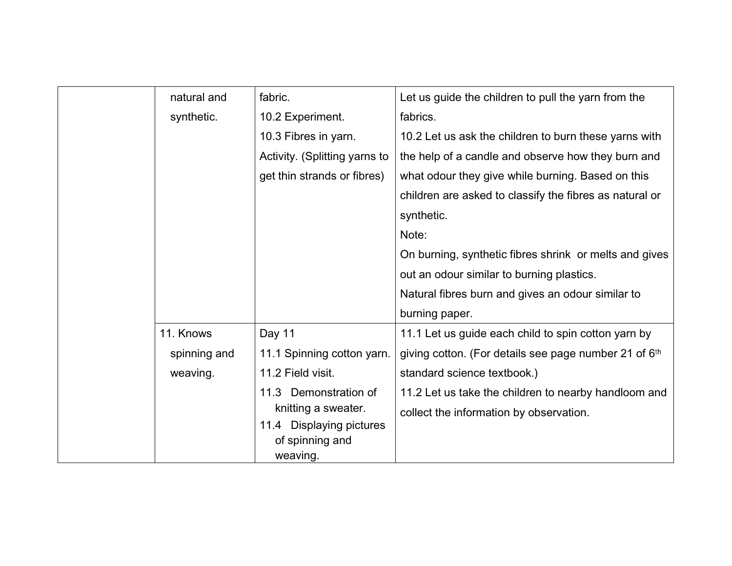| | | | |
|---|---|---|---|
| | natural and synthetic. | fabric.<br>10.2 Experiment.<br>10.3 Fibres in yarn. Activity. (Splitting yarns to get thin strands or fibres) | Let us guide the children to pull the yarn from the fabrics.<br>10.2 Let us ask the children to burn these yarns with the help of a candle and observe how they burn and what odour they give while burning. Based on this children are asked to classify the fibres as natural or synthetic.<br>Note:<br>On burning, synthetic fibres shrink or melts and gives out an odour similar to burning plastics.<br>Natural fibres burn and gives an odour similar to burning paper. |
| | 11. Knows spinning and weaving. | Day 11<br>11.1 Spinning cotton yarn.<br>11.2 Field visit.<br>11.3 Demonstration of knitting a sweater.<br>11.4 Displaying pictures of spinning and weaving. | 11.1 Let us guide each child to spin cotton yarn by giving cotton. (For details see page number 21 of 6th standard science textbook.)<br>11.2 Let us take the children to nearby handloom and collect the information by observation. |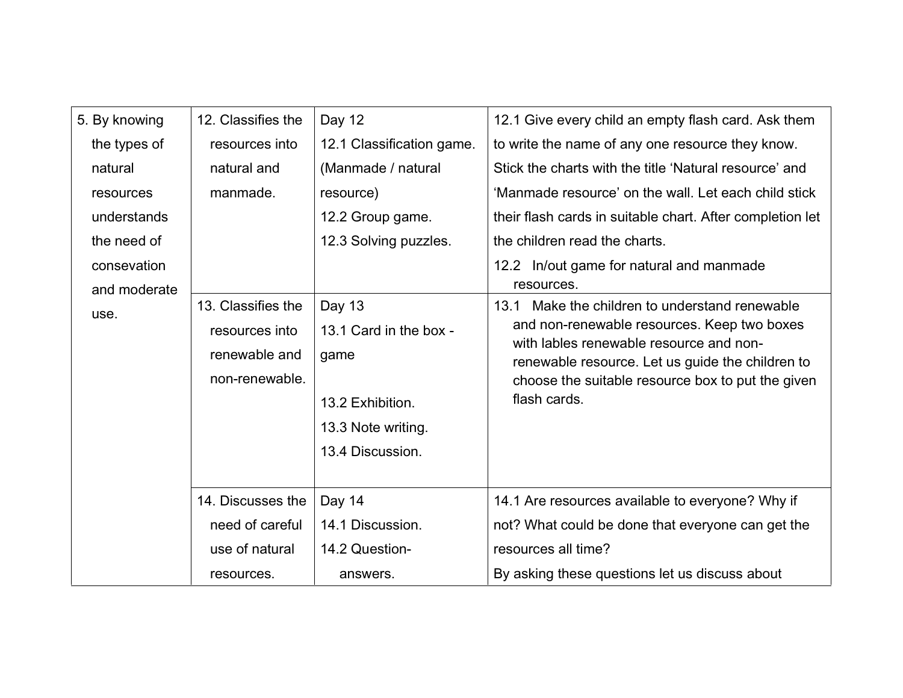| | | | |
|---|---|---|---|
| 5. By knowing the types of natural resources understands the need of consevation and moderate use. | 12. Classifies the resources into natural and manmade. | Day 12<br>12.1 Classification game. (Manmade / natural resource)<br>12.2 Group game.<br>12.3 Solving puzzles. | 12.1 Give every child an empty flash card. Ask them to write the name of any one resource they know. Stick the charts with the title 'Natural resource' and 'Manmade resource' on the wall. Let each child stick their flash cards in suitable chart. After completion let the children read the charts.<br>12.2 In/out game for natural and manmade resources. |
| | 13. Classifies the resources into renewable and non-renewable. | Day 13<br>13.1 Card in the box - game<br><br>13.2 Exhibition.<br>13.3 Note writing.<br>13.4 Discussion. | 13.1 Make the children to understand renewable and non-renewable resources. Keep two boxes with lables renewable resource and non-renewable resource. Let us guide the children to choose the suitable resource box to put the given flash cards. |
| | 14. Discusses the need of careful use of natural resources. | Day 14<br>14.1 Discussion.<br>14.2 Question-answers. | 14.1 Are resources available to everyone? Why if not? What could be done that everyone can get the resources all time?<br>By asking these questions let us discuss about |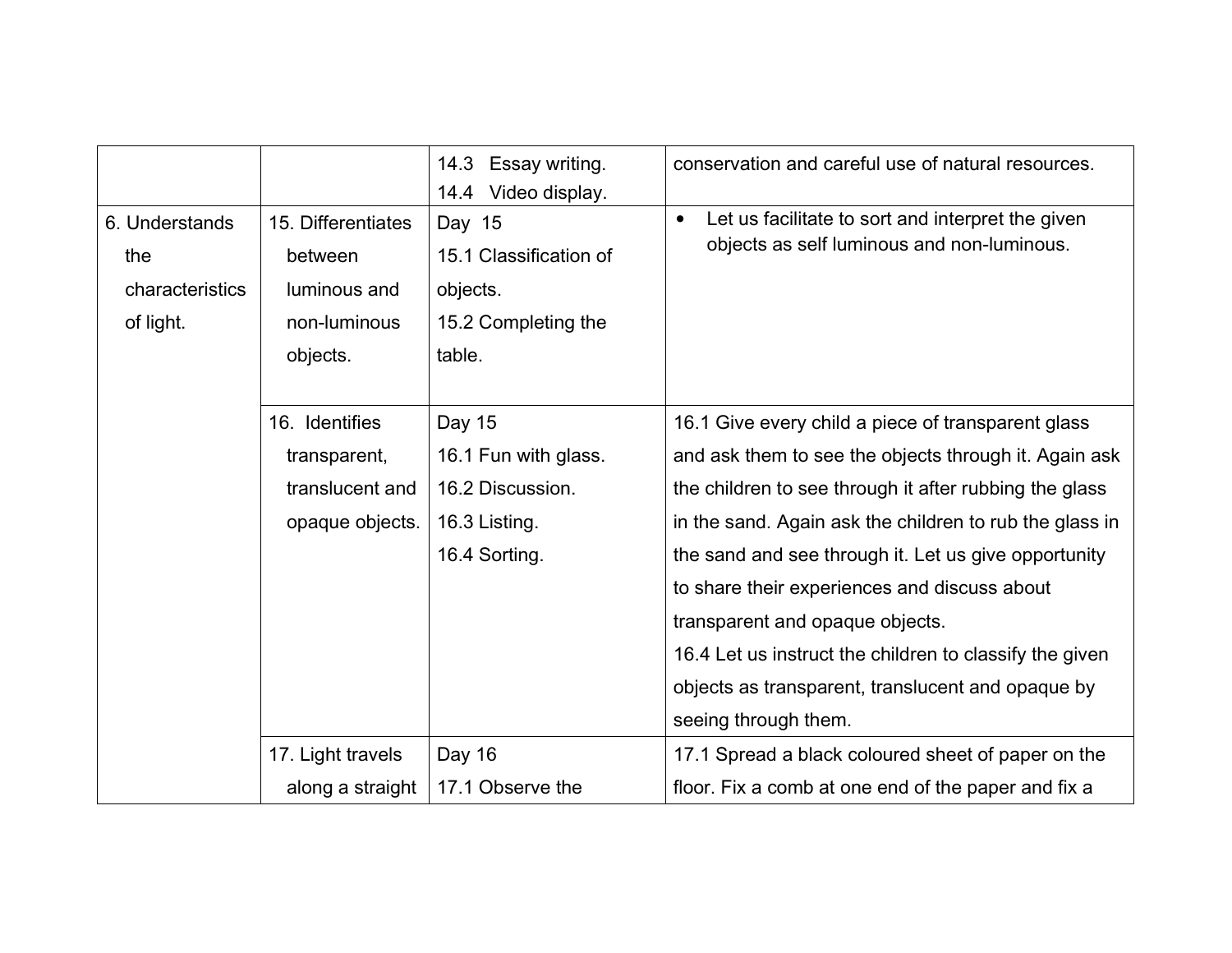| | | | |
|---|---|---|---|
| | | 14.3 Essay writing.<br>14.4 Video display. | conservation and careful use of natural resources. |
| 6. Understands the characteristics of light. | 15. Differentiates between luminous and non-luminous objects. | Day 15<br>15.1 Classification of objects.<br>15.2 Completing the table. | • Let us facilitate to sort and interpret the given objects as self luminous and non-luminous. |
| | 16. Identifies transparent, translucent and opaque objects. | Day 15<br>16.1 Fun with glass.<br>16.2 Discussion.<br>16.3 Listing.<br>16.4 Sorting. | 16.1 Give every child a piece of transparent glass and ask them to see the objects through it. Again ask the children to see through it after rubbing the glass in the sand. Again ask the children to rub the glass in the sand and see through it. Let us give opportunity to share their experiences and discuss about transparent and opaque objects.<br>16.4 Let us instruct the children to classify the given objects as transparent, translucent and opaque by seeing through them. |
| | 17. Light travels along a straight | Day 16<br>17.1 Observe the | 17.1 Spread a black coloured sheet of paper on the floor. Fix a comb at one end of the paper and fix a |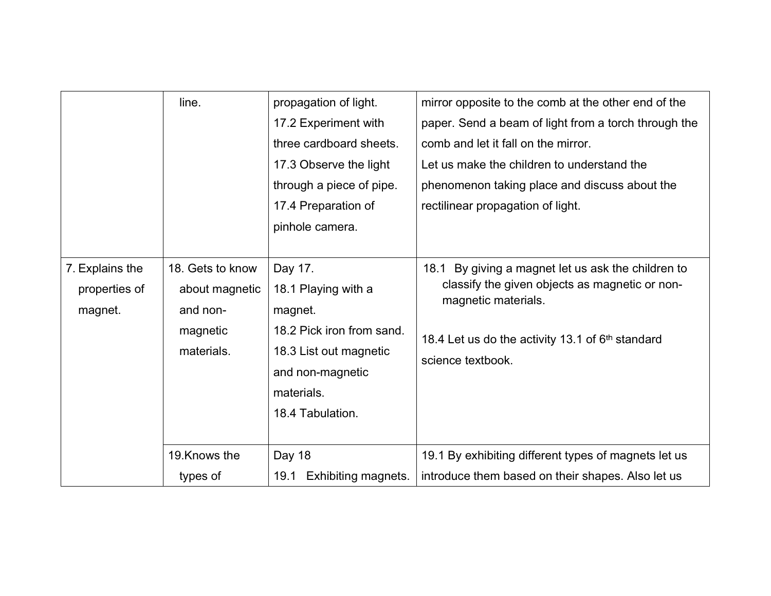|  |  |  |  |
|---|---|---|---|
|  | line. | propagation of light.<br>17.2 Experiment with three cardboard sheets.<br>17.3 Observe the light through a piece of pipe.<br>17.4 Preparation of pinhole camera. | mirror opposite to the comb at the other end of the paper. Send a beam of light from a torch through the comb and let it fall on the mirror.<br>Let us make the children to understand the phenomenon taking place and discuss about the rectilinear propagation of light. |
| 7. Explains the properties of magnet. | 18. Gets to know about magnetic and non-magnetic materials. | Day 17.<br>18.1 Playing with a magnet.<br>18.2 Pick iron from sand.<br>18.3 List out magnetic and non-magnetic materials.<br>18.4 Tabulation. | 18.1 By giving a magnet let us ask the children to classify the given objects as magnetic or non-magnetic materials.<br><br>18.4 Let us do the activity 13.1 of 6th standard science textbook. |
|  | 19.Knows the types of | Day 18<br>19.1 Exhibiting magnets. | 19.1 By exhibiting different types of magnets let us introduce them based on their shapes. Also let us |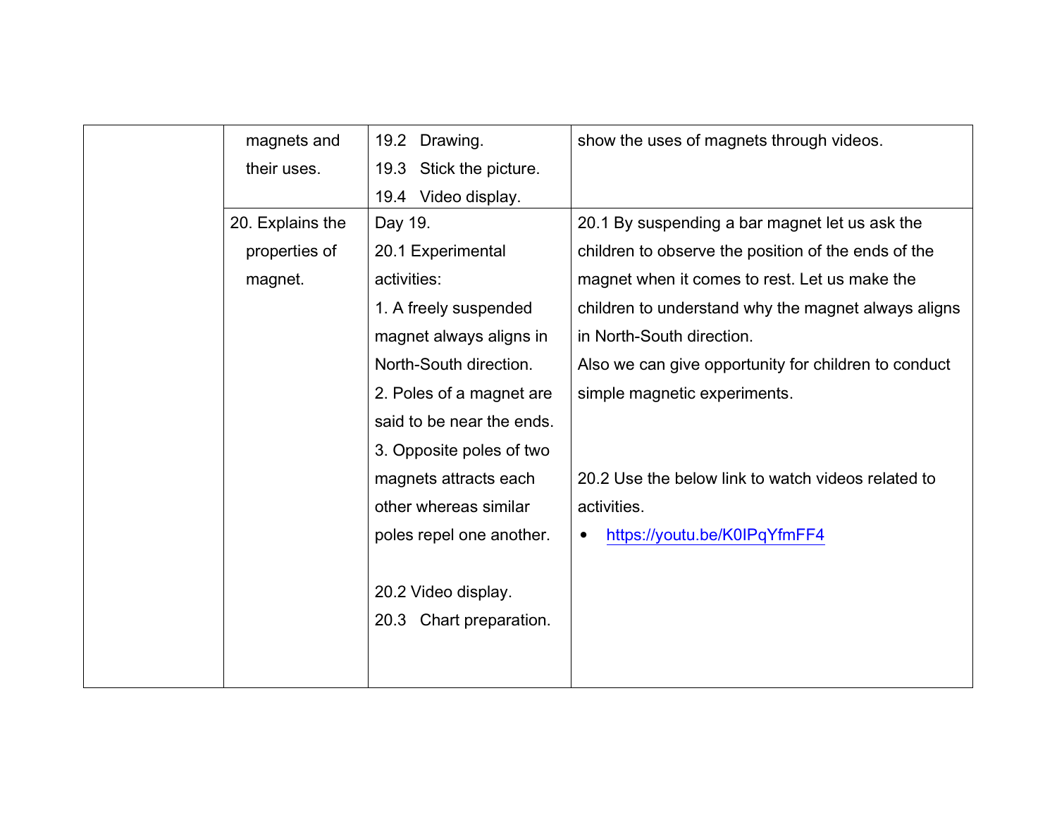| | | | |
|---|---|---|---|
| | magnets and their uses. | 19.2 Drawing.<br>19.3 Stick the picture.<br>19.4 Video display. | show the uses of magnets through videos. |
| | 20. Explains the properties of magnet. | Day 19.<br>20.1 Experimental activities:<br>1. A freely suspended magnet always aligns in North-South direction.<br>2. Poles of a magnet are said to be near the ends.<br>3. Opposite poles of two magnets attracts each other whereas similar poles repel one another.<br><br>20.2 Video display.<br>20.3 Chart preparation. | 20.1 By suspending a bar magnet let us ask the children to observe the position of the ends of the magnet when it comes to rest. Let us make the children to understand why the magnet always aligns in North-South direction.<br>Also we can give opportunity for children to conduct simple magnetic experiments.<br><br>20.2 Use the below link to watch videos related to activities.<br>• https://youtu.be/K0IPqYfmFF4 |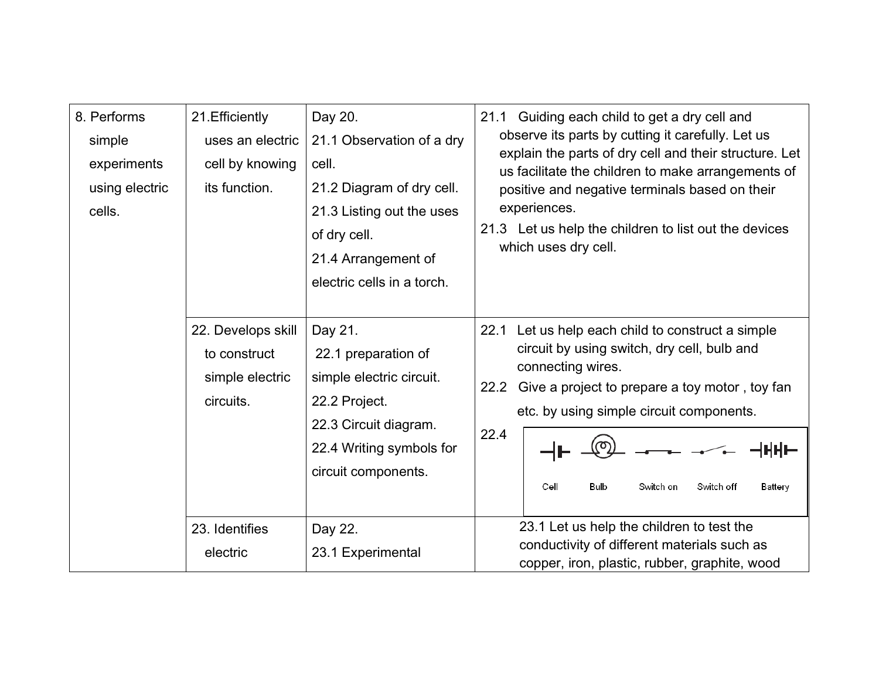| | | | |
|---|---|---|---|
| 8. Performs simple experiments using electric cells. | 21.Efficiently uses an electric cell by knowing its function. | Day 20.<br>21.1 Observation of a dry cell.<br>21.2 Diagram of dry cell.<br>21.3 Listing out the uses of dry cell.<br>21.4 Arrangement of electric cells in a torch. | 21.1 Guiding each child to get a dry cell and observe its parts by cutting it carefully. Let us explain the parts of dry cell and their structure. Let us facilitate the children to make arrangements of positive and negative terminals based on their experiences.<br>21.3 Let us help the children to list out the devices which uses dry cell. |
| | 22. Develops skill to construct simple electric circuits. | Day 21.<br>22.1 preparation of simple electric circuit.<br>22.2 Project.<br>22.3 Circuit diagram.<br>22.4 Writing symbols for circuit components. | 22.1 Let us help each child to construct a simple circuit by using switch, dry cell, bulb and connecting wires.<br>22.2 Give a project to prepare a toy motor , toy fan etc. by using simple circuit components.<br>22.4 Cell, Bulb, Switch on, Switch off, Battery |
| | 23. Identifies electric | Day 22.<br>23.1 Experimental | 23.1 Let us help the children to test the conductivity of different materials such as copper, iron, plastic, rubber, graphite, wood |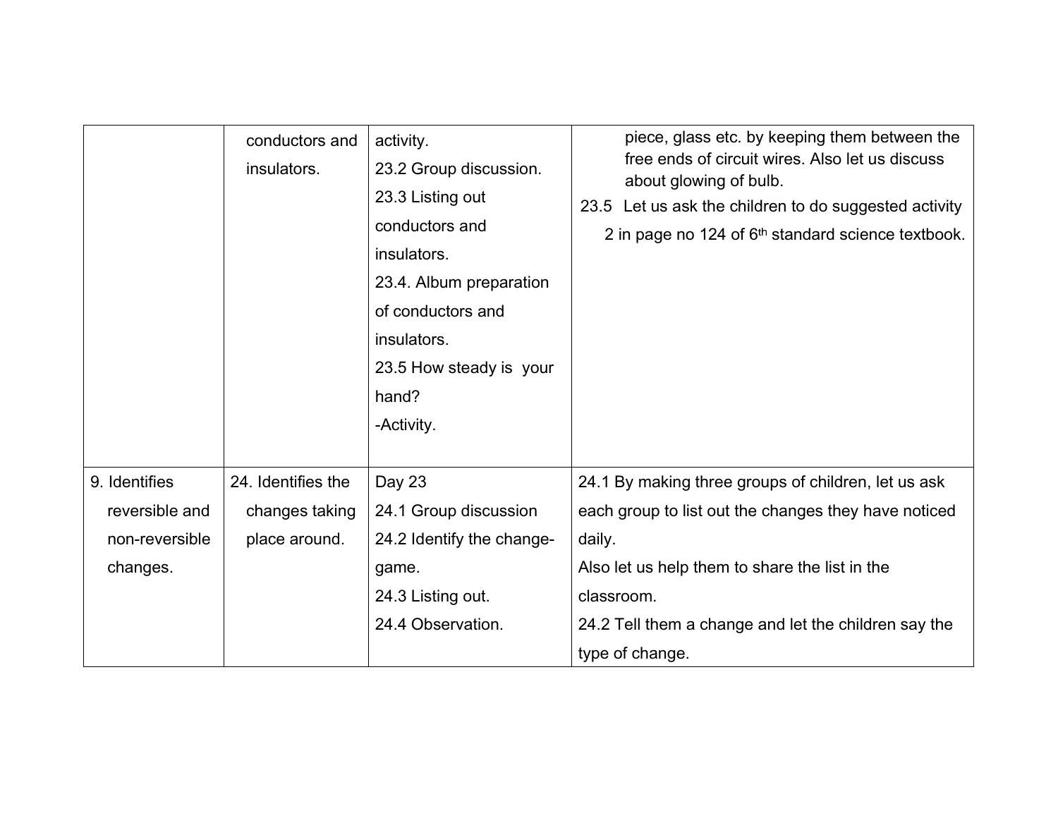| | | | |
|---|---|---|---|
| | conductors and insulators. | activity.<br>23.2 Group discussion.<br>23.3 Listing out conductors and insulators.<br>23.4. Album preparation of conductors and insulators.<br>23.5 How steady is your hand?<br>-Activity. | piece, glass etc. by keeping them between the free ends of circuit wires. Also let us discuss about glowing of bulb.<br>23.5 Let us ask the children to do suggested activity 2 in page no 124 of 6th standard science textbook. |
| 9. Identifies reversible and non-reversible changes. | 24. Identifies the changes taking place around. | Day 23<br>24.1 Group discussion<br>24.2 Identify the change-game.<br>24.3 Listing out.<br>24.4 Observation. | 24.1 By making three groups of children, let us ask each group to list out the changes they have noticed daily.<br>Also let us help them to share the list in the classroom.<br>24.2 Tell them a change and let the children say the type of change. |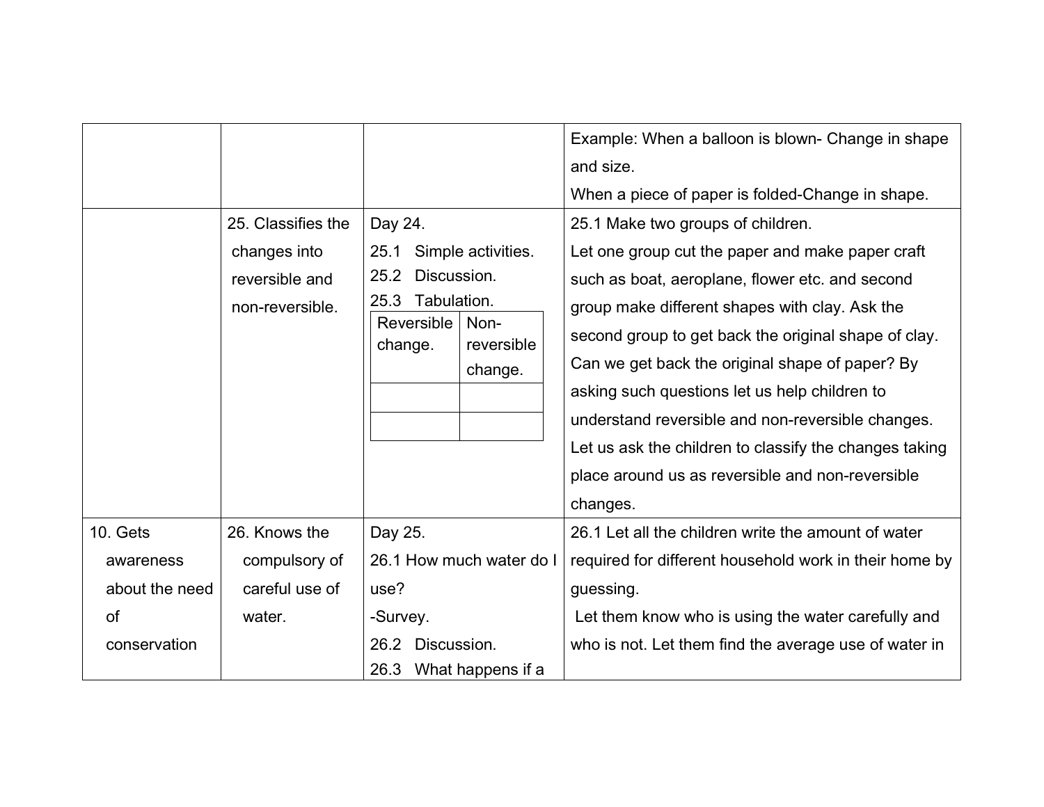| | | | |
|---|---|---|---|
| | | | Example: When a balloon is blown- Change in shape and size.<br>When a piece of paper is folded-Change in shape. |
| | 25. Classifies the changes into reversible and non-reversible. | Day 24.<br>25.1 Simple activities.<br>25.2 Discussion.<br>25.3 Tabulation.<br><table><tr><td>Reversible change.</td><td>Non-reversible change.</td></tr><tr><td></td><td></td></tr><tr><td></td><td></td></tr></table> | 25.1 Make two groups of children.<br>Let one group cut the paper and make paper craft such as boat, aeroplane, flower etc. and second group make different shapes with clay. Ask the second group to get back the original shape of clay. Can we get back the original shape of paper? By asking such questions let us help children to understand reversible and non-reversible changes. Let us ask the children to classify the changes taking place around us as reversible and non-reversible changes. |
| 10. Gets awareness about the need of conservation | 26. Knows the compulsory of careful use of water. | Day 25.<br>26.1 How much water do I use?<br>-Survey.<br>26.2 Discussion.<br>26.3 What happens if a | 26.1 Let all the children write the amount of water required for different household work in their home by guessing.<br>Let them know who is using the water carefully and who is not. Let them find the average use of water in |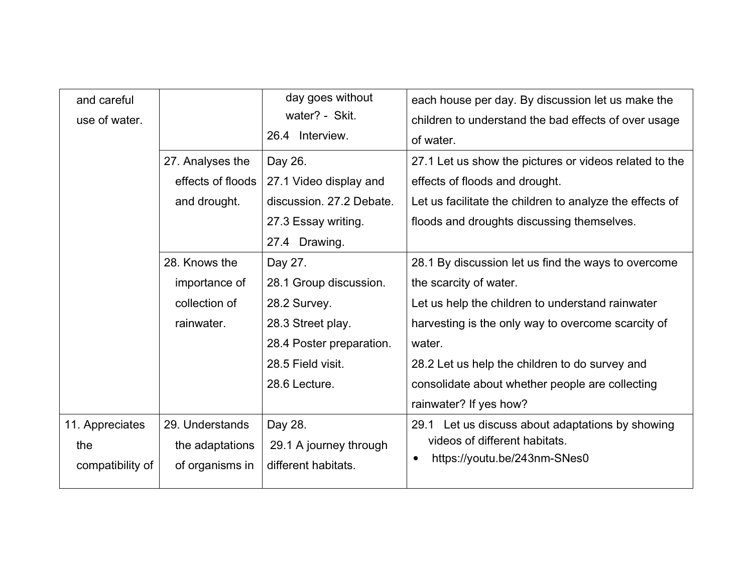| and careful use of water. | | day goes without water? - Skit.<br>26.4 Interview. | each house per day. By discussion let us make the children to understand the bad effects of over usage of water. |
|---|---|---|---|
| | 27. Analyses the effects of floods and drought. | Day 26.<br>27.1 Video display and discussion. 27.2 Debate.<br>27.3 Essay writing.<br>27.4 Drawing. | 27.1 Let us show the pictures or videos related to the effects of floods and drought.<br>Let us facilitate the children to analyze the effects of floods and droughts discussing themselves. |
| | 28. Knows the importance of collection of rainwater. | Day 27.<br>28.1 Group discussion.<br>28.2 Survey.<br>28.3 Street play.<br>28.4 Poster preparation.<br>28.5 Field visit.<br>28.6 Lecture. | 28.1 By discussion let us find the ways to overcome the scarcity of water.<br>Let us help the children to understand rainwater harvesting is the only way to overcome scarcity of water.<br>28.2 Let us help the children to do survey and consolidate about whether people are collecting rainwater? If yes how? |
| 11. Appreciates the compatibility of | 29. Understands the adaptations of organisms in | Day 28.<br>29.1 A journey through different habitats. | 29.1 Let us discuss about adaptations by showing videos of different habitats.<br>• https://youtu.be/243nm-SNes0 |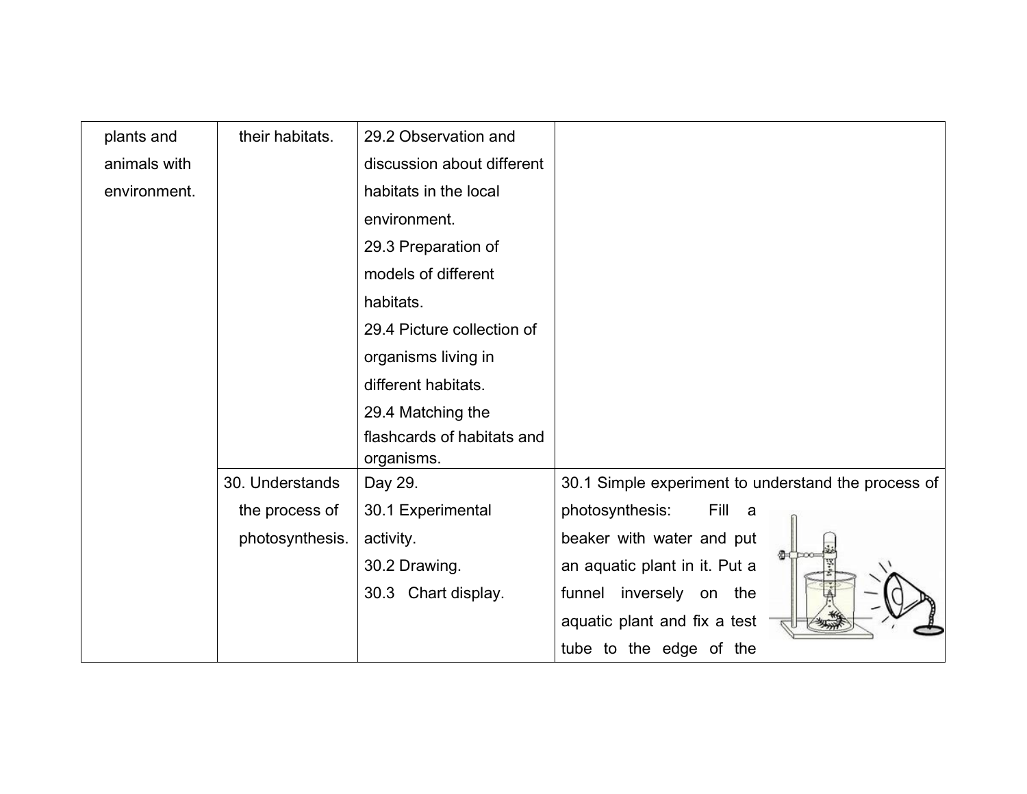| | | | |
|---|---|---|---|
| plants and animals with environment. | their habitats. | 29.2 Observation and discussion about different habitats in the local environment.<br>29.3 Preparation of models of different habitats.<br>29.4 Picture collection of organisms living in different habitats.<br>29.4 Matching the flashcards of habitats and organisms. | |
| | 30. Understands the process of photosynthesis. | Day 29.<br>30.1 Experimental activity.<br>30.2 Drawing.<br>30.3 Chart display. | 30.1 Simple experiment to understand the process of photosynthesis: Fill a beaker with water and put an aquatic plant in it. Put a funnel inversely on the aquatic plant and fix a test tube to the edge of the |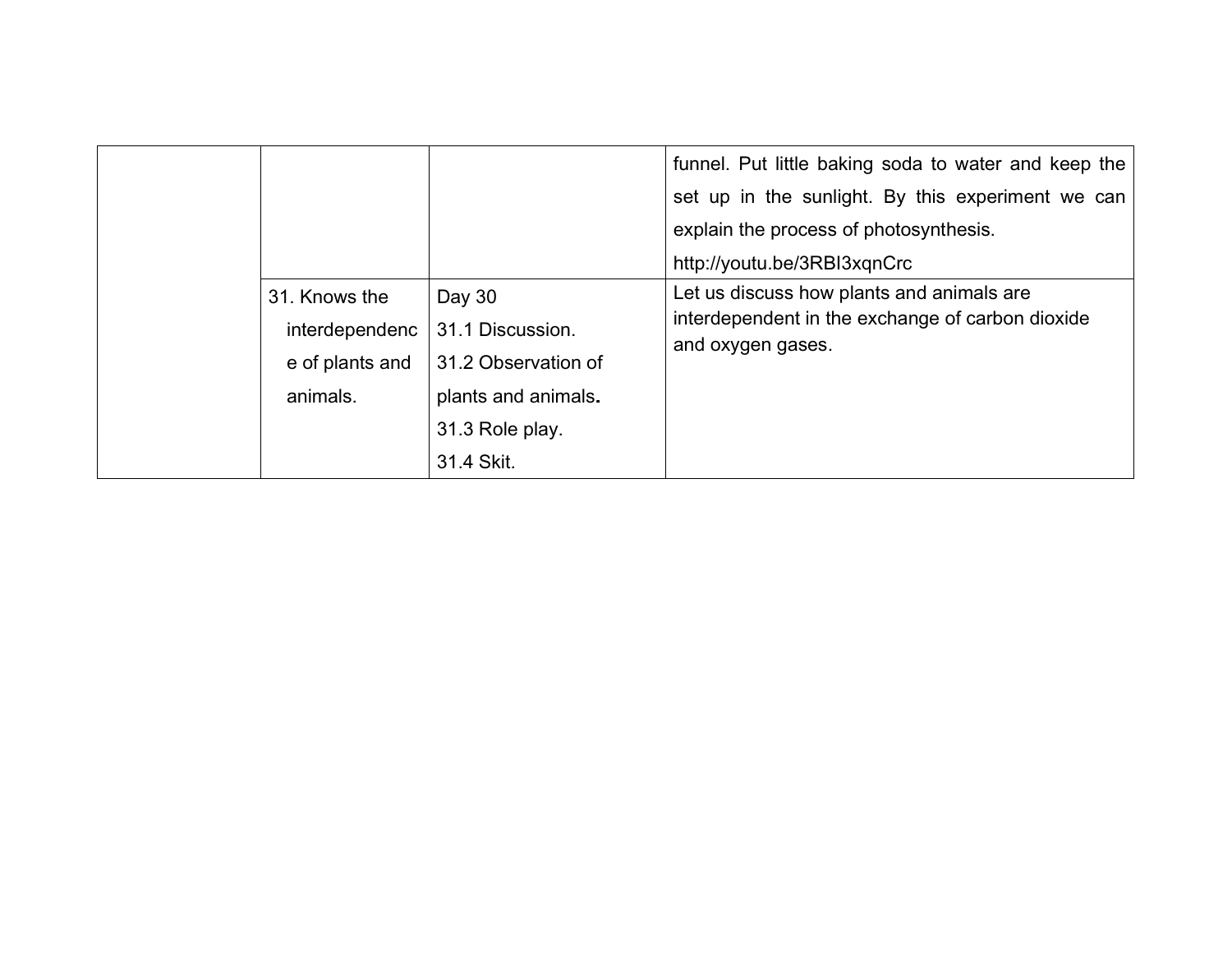| | | | |
|---|---|---|---|
| | | | funnel. Put little baking soda to water and keep the set up in the sunlight. By this experiment we can explain the process of photosynthesis. http://youtu.be/3RBI3xqnCrc |
| | 31. Knows the interdependence of plants and animals. | Day 30<br>31.1 Discussion.<br>31.2 Observation of plants and animals.<br>31.3 Role play.<br>31.4 Skit. | Let us discuss how plants and animals are interdependent in the exchange of carbon dioxide and oxygen gases. |